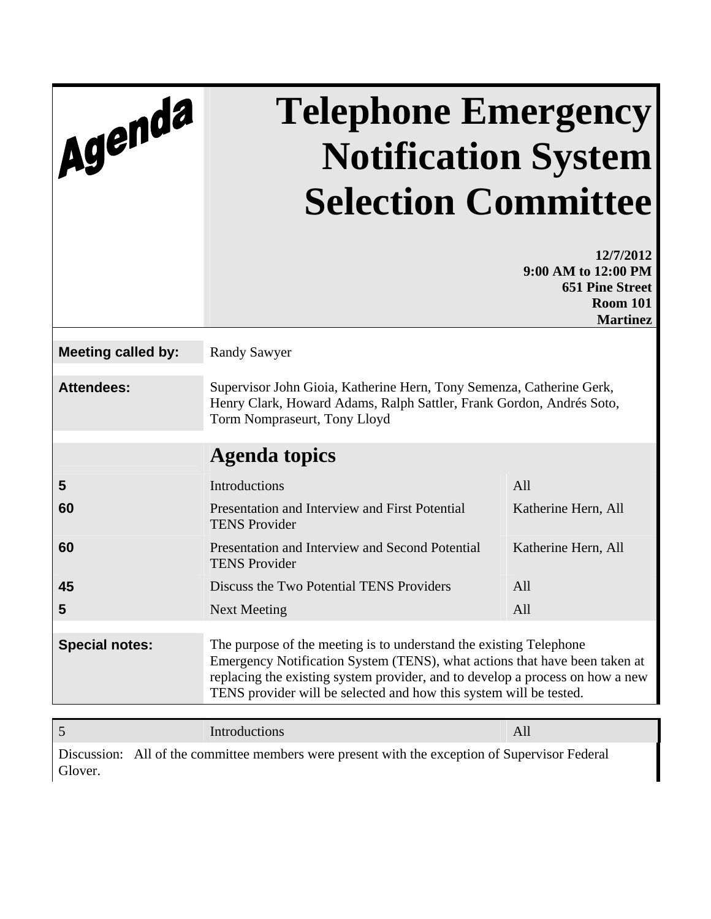Agenda

# Telephone Emergency Notification System Selection Committee

**12/7/2012**
**9:00 AM to 12:00 PM**
**651 Pine Street**
**Room 101**
**Martinez**

**Meeting called by:** Randy Sawyer

**Attendees:** Supervisor John Gioia, Katherine Hern, Tony Semenza, Catherine Gerk, Henry Clark, Howard Adams, Ralph Sattler, Frank Gordon, Andrés Soto, Torm Nompraseurt, Tony Lloyd

## Agenda topics

| | | |
|---|---|---|
| **5** | Introductions | All |
| **60** | Presentation and Interview and First Potential TENS Provider | Katherine Hern, All |
| **60** | Presentation and Interview and Second Potential TENS Provider | Katherine Hern, All |
| **45** | Discuss the Two Potential TENS Providers | All |
| **5** | Next Meeting | All |

**Special notes:** The purpose of the meeting is to understand the existing Telephone Emergency Notification System (TENS), what actions that have been taken at replacing the existing system provider, and to develop a process on how a new TENS provider will be selected and how this system will be tested.

| | | |
|---|---|---|
| 5 | Introductions | All |

Discussion: All of the committee members were present with the exception of Supervisor Federal Glover.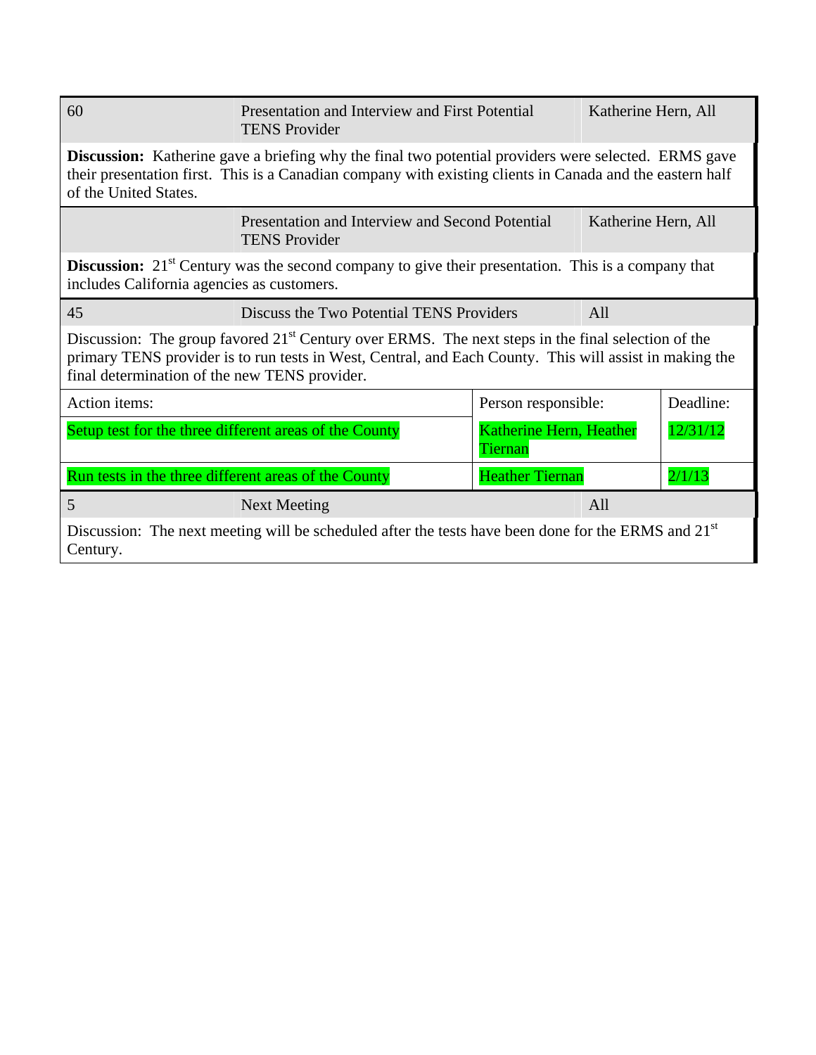| | | |
|---|---|---|
| 60 | Presentation and Interview and First Potential TENS Provider | Katherine Hern, All |

**Discussion:** Katherine gave a briefing why the final two potential providers were selected. ERMS gave their presentation first. This is a Canadian company with existing clients in Canada and the eastern half of the United States.

| | | |
|---|---|---|
| | Presentation and Interview and Second Potential TENS Provider | Katherine Hern, All |

**Discussion:** 21st Century was the second company to give their presentation. This is a company that includes California agencies as customers.

| | | |
|---|---|---|
| 45 | Discuss the Two Potential TENS Providers | All |

Discussion: The group favored 21st Century over ERMS. The next steps in the final selection of the primary TENS provider is to run tests in West, Central, and Each County. This will assist in making the final determination of the new TENS provider.

| Action items: | Person responsible: | Deadline: |
|---|---|---|
| Setup test for the three different areas of the County | Katherine Hern, Heather Tiernan | 12/31/12 |
| Run tests in the three different areas of the County | Heather Tiernan | 2/1/13 |

| | | |
|---|---|---|
| 5 | Next Meeting | All |

Discussion: The next meeting will be scheduled after the tests have been done for the ERMS and 21st Century.